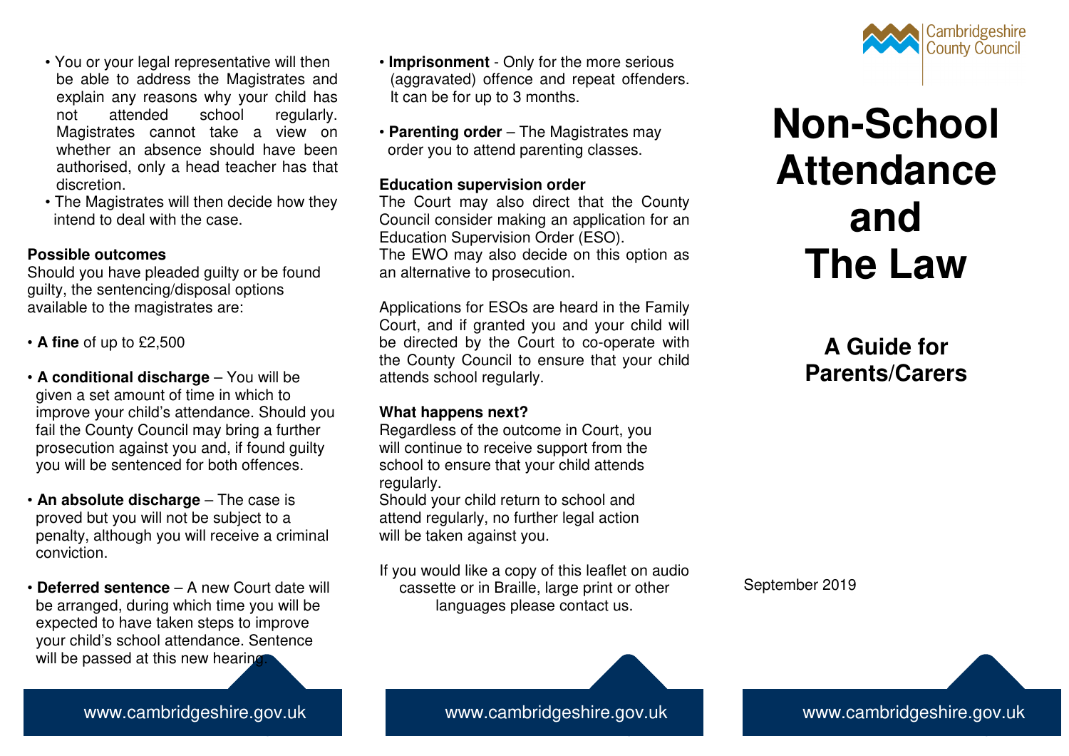- You or your legal representative will then be able to address the Magistrates and explain any reasons why your child has not attended school regularly. Magistrates cannot take a view on whether an absence should have been authorised, only a head teacher has that discretion.
- The Magistrates will then decide how they intend to deal with the case.

**Possible outcomes**

Should you have pleaded guilty or be found guilty, the sentencing/disposal options available to the magistrates are:

- **A fine** of up to £2,500
- **A conditional discharge** – You will be given a set amount of time in which to improve your child's attendance. Should you fail the County Council may bring a further prosecution against you and, if found guilty you will be sentenced for both offences.
- **An absolute discharge** – The case is proved but you will not be subject to a penalty, although you will receive a criminal conviction.
- **Deferred sentence** – A new Court date will be arranged, during which time you will be expected to have taken steps to improve your child's school attendance. Sentence will be passed at this new hearing.
- **Imprisonment** - Only for the more serious (aggravated) offence and repeat offenders. It can be for up to 3 months.
- **Parenting order** – The Magistrates may order you to attend parenting classes.

**Education supervision order**

The Court may also direct that the County Council consider making an application for an Education Supervision Order (ESO).
The EWO may also decide on this option as an alternative to prosecution.

Applications for ESOs are heard in the Family Court, and if granted you and your child will be directed by the Court to co-operate with the County Council to ensure that your child attends school regularly.

**What happens next?**

Regardless of the outcome in Court, you will continue to receive support from the school to ensure that your child attends regularly.
Should your child return to school and attend regularly, no further legal action will be taken against you.

If you would like a copy of this leaflet on audio cassette or in Braille, large print or other languages please contact us.

www.cambridgeshire.gov.uk

Cambridgeshire County Council

# Non-School Attendance and The Law

## A Guide for Parents/Carers

September 2019

www.cambridgeshire.gov.uk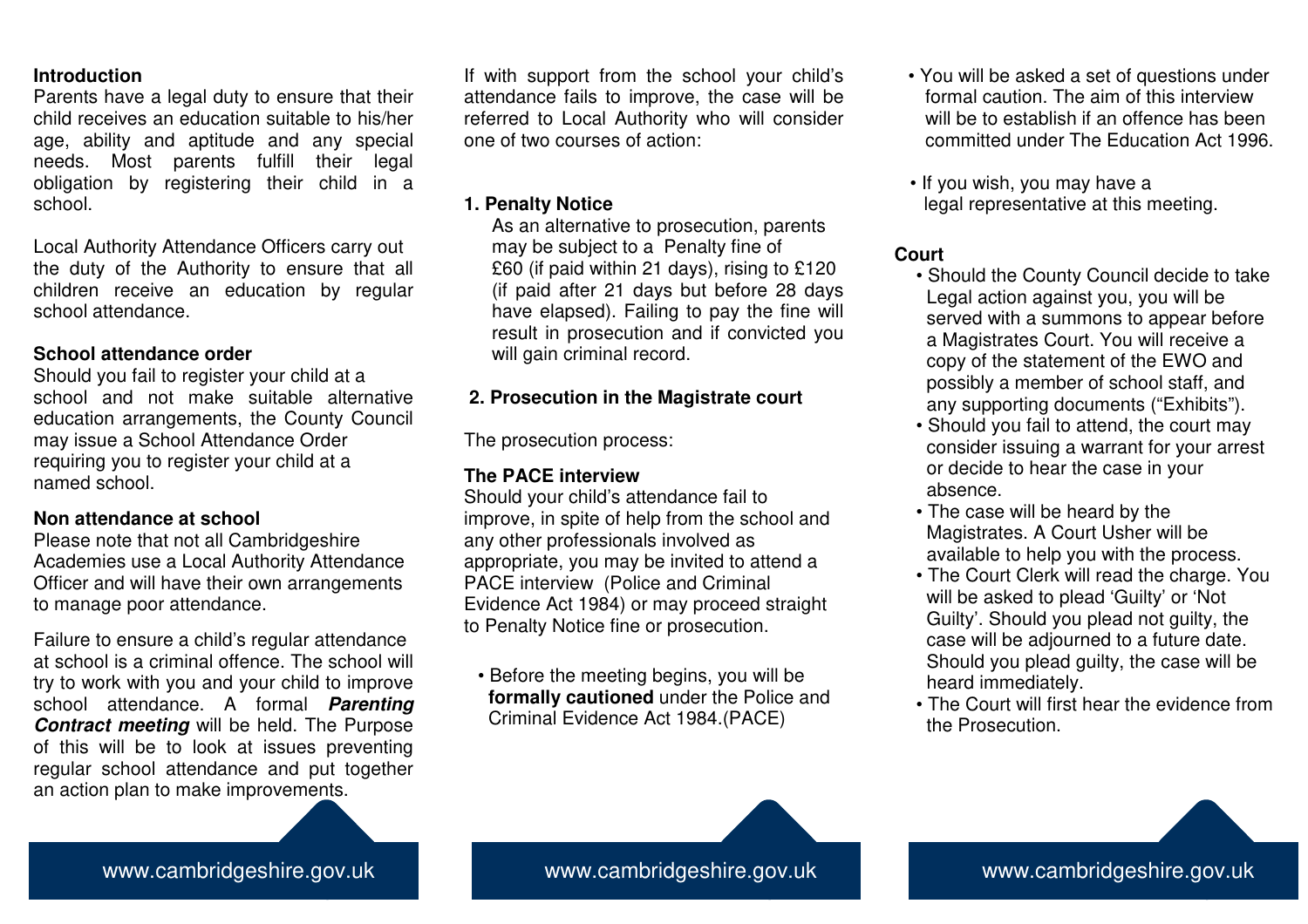### Introduction

Parents have a legal duty to ensure that their child receives an education suitable to his/her age, ability and aptitude and any special needs. Most parents fulfill their legal obligation by registering their child in a school.

Local Authority Attendance Officers carry out the duty of the Authority to ensure that all children receive an education by regular school attendance.

### School attendance order

Should you fail to register your child at a school and not make suitable alternative education arrangements, the County Council may issue a School Attendance Order requiring you to register your child at a named school.

### Non attendance at school

Please note that not all Cambridgeshire Academies use a Local Authority Attendance Officer and will have their own arrangements to manage poor attendance.

Failure to ensure a child's regular attendance at school is a criminal offence. The school will try to work with you and your child to improve school attendance. A formal ***Parenting Contract meeting*** will be held. The Purpose of this will be to look at issues preventing regular school attendance and put together an action plan to make improvements.

If with support from the school your child's attendance fails to improve, the case will be referred to Local Authority who will consider one of two courses of action:

### 1. Penalty Notice

As an alternative to prosecution, parents may be subject to a Penalty fine of £60 (if paid within 21 days), rising to £120 (if paid after 21 days but before 28 days have elapsed). Failing to pay the fine will result in prosecution and if convicted you will gain criminal record.

### 2. Prosecution in the Magistrate court

The prosecution process:

### The PACE interview

Should your child's attendance fail to improve, in spite of help from the school and any other professionals involved as appropriate, you may be invited to attend a PACE interview (Police and Criminal Evidence Act 1984) or may proceed straight to Penalty Notice fine or prosecution.

- Before the meeting begins, you will be **formally cautioned** under the Police and Criminal Evidence Act 1984.(PACE)
- You will be asked a set of questions under formal caution. The aim of this interview will be to establish if an offence has been committed under The Education Act 1996.
- If you wish, you may have a legal representative at this meeting.

### Court

- Should the County Council decide to take Legal action against you, you will be served with a summons to appear before a Magistrates Court. You will receive a copy of the statement of the EWO and possibly a member of school staff, and any supporting documents ("Exhibits").
- Should you fail to attend, the court may consider issuing a warrant for your arrest or decide to hear the case in your absence.
- The case will be heard by the Magistrates. A Court Usher will be available to help you with the process.
- The Court Clerk will read the charge. You will be asked to plead 'Guilty' or 'Not Guilty'. Should you plead not guilty, the case will be adjourned to a future date. Should you plead guilty, the case will be heard immediately.
- The Court will first hear the evidence from the Prosecution.